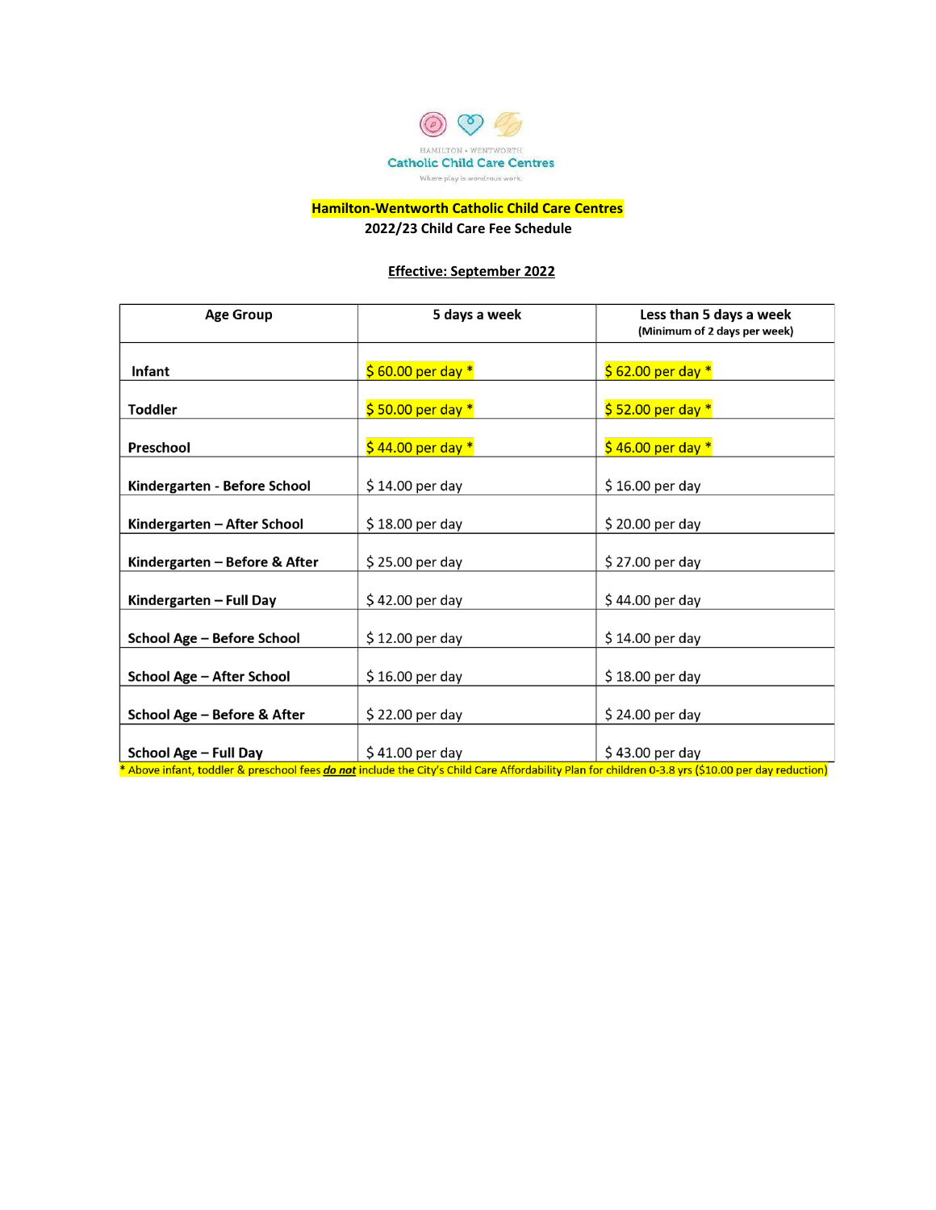HAMILTON • WENTWORTH
Catholic Child Care Centres
Where play is wondrous work.

# Hamilton-Wentworth Catholic Child Care Centres

## 2022/23 Child Care Fee Schedule

**Effective: September 2022**

| Age Group | 5 days a week | Less than 5 days a week (Minimum of 2 days per week) |
|---|---|---|
| Infant | $ 60.00 per day * | $ 62.00 per day * |
| Toddler | $ 50.00 per day * | $ 52.00 per day * |
| Preschool | $ 44.00 per day * | $ 46.00 per day * |
| Kindergarten - Before School | $ 14.00 per day | $ 16.00 per day |
| Kindergarten – After School | $ 18.00 per day | $ 20.00 per day |
| Kindergarten – Before & After | $ 25.00 per day | $ 27.00 per day |
| Kindergarten – Full Day | $ 42.00 per day | $ 44.00 per day |
| School Age – Before School | $ 12.00 per day | $ 14.00 per day |
| School Age – After School | $ 16.00 per day | $ 18.00 per day |
| School Age – Before & After | $ 22.00 per day | $ 24.00 per day |
| School Age – Full Day | $ 41.00 per day | $ 43.00 per day |

* Above infant, toddler & preschool fees ***do not*** include the City's Child Care Affordability Plan for children 0-3.8 yrs ($10.00 per day reduction)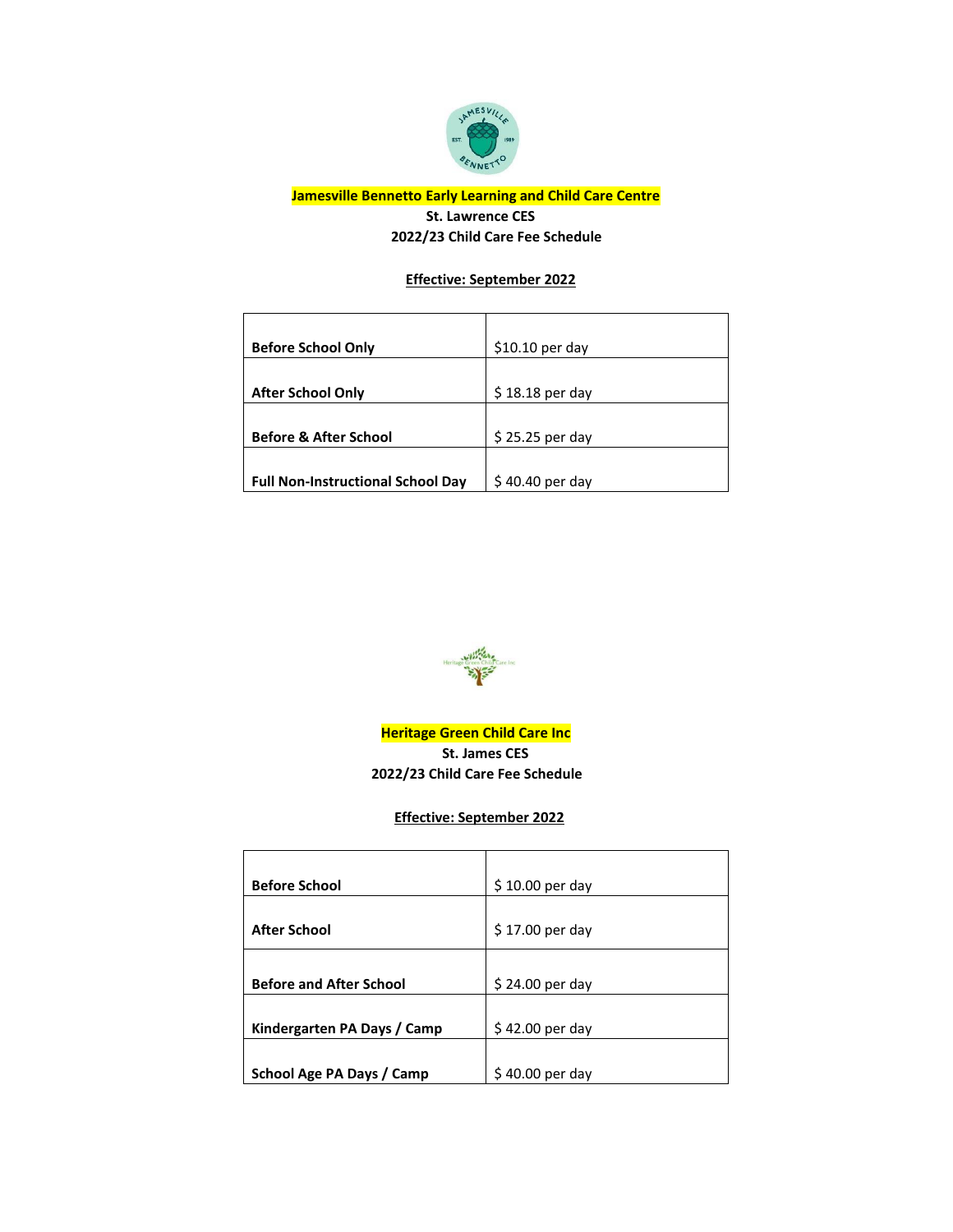**Jamesville Bennetto Early Learning and Child Care Centre**

**St. Lawrence CES**

**2022/23 Child Care Fee Schedule**

**Effective: September 2022**

| | |
|---|---|
| **Before School Only** | $10.10 per day |
| **After School Only** | $ 18.18 per day |
| **Before & After School** | $ 25.25 per day |
| **Full Non-Instructional School Day** | $ 40.40 per day |

**Heritage Green Child Care Inc**

**St. James CES**

**2022/23 Child Care Fee Schedule**

**Effective: September 2022**

| | |
|---|---|
| **Before School** | $ 10.00 per day |
| **After School** | $ 17.00 per day |
| **Before and After School** | $ 24.00 per day |
| **Kindergarten PA Days / Camp** | $ 42.00 per day |
| **School Age PA Days / Camp** | $ 40.00 per day |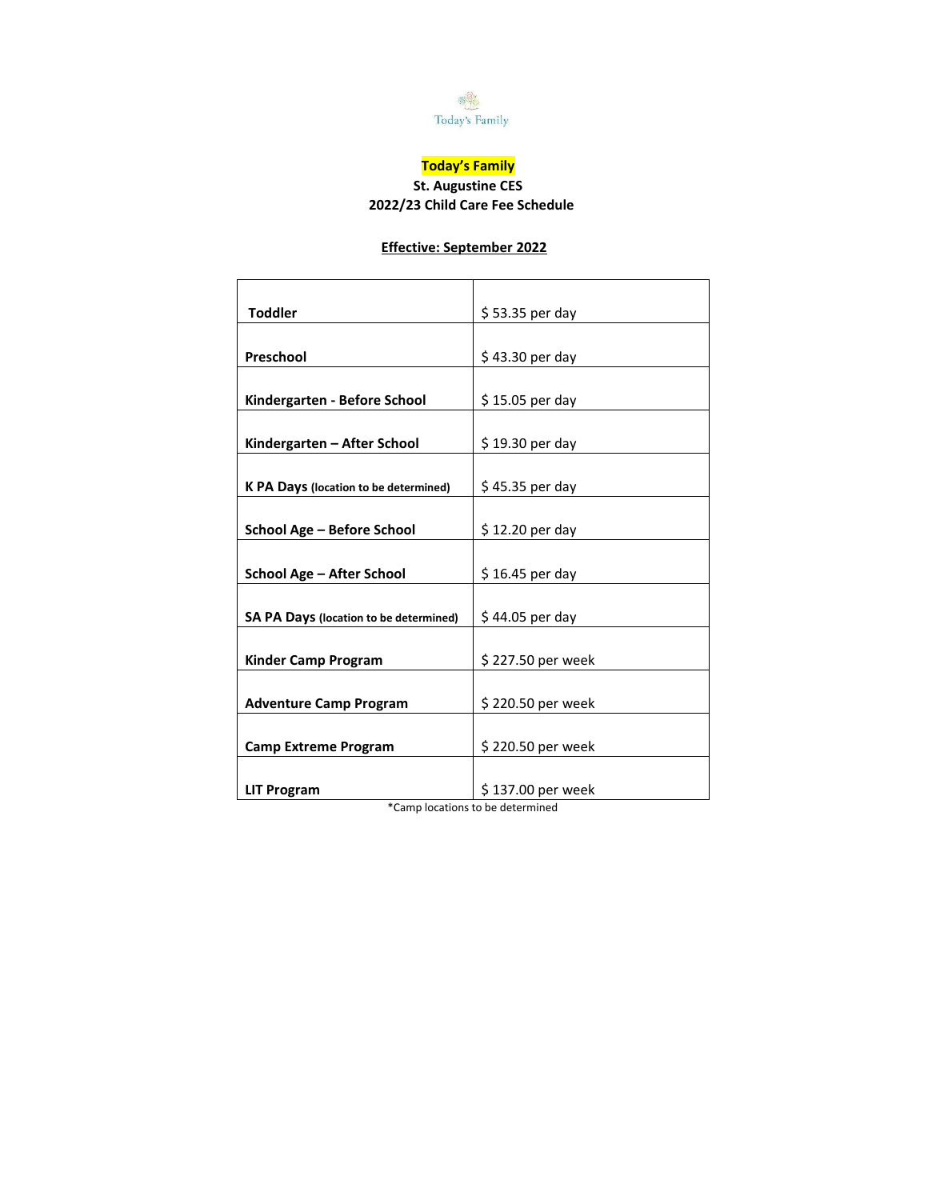Today's Family

**Today's Family**

**St. Augustine CES**

**2022/23 Child Care Fee Schedule**

**Effective: September 2022**

| | |
|---|---|
| **Toddler** | $ 53.35 per day |
| **Preschool** | $ 43.30 per day |
| **Kindergarten - Before School** | $ 15.05 per day |
| **Kindergarten – After School** | $ 19.30 per day |
| **K PA Days** (location to be determined) | $ 45.35 per day |
| **School Age – Before School** | $ 12.20 per day |
| **School Age – After School** | $ 16.45 per day |
| **SA PA Days** (location to be determined) | $ 44.05 per day |
| **Kinder Camp Program** | $ 227.50 per week |
| **Adventure Camp Program** | $ 220.50 per week |
| **Camp Extreme Program** | $ 220.50 per week |
| **LIT Program** | $ 137.00 per week |

*Camp locations to be determined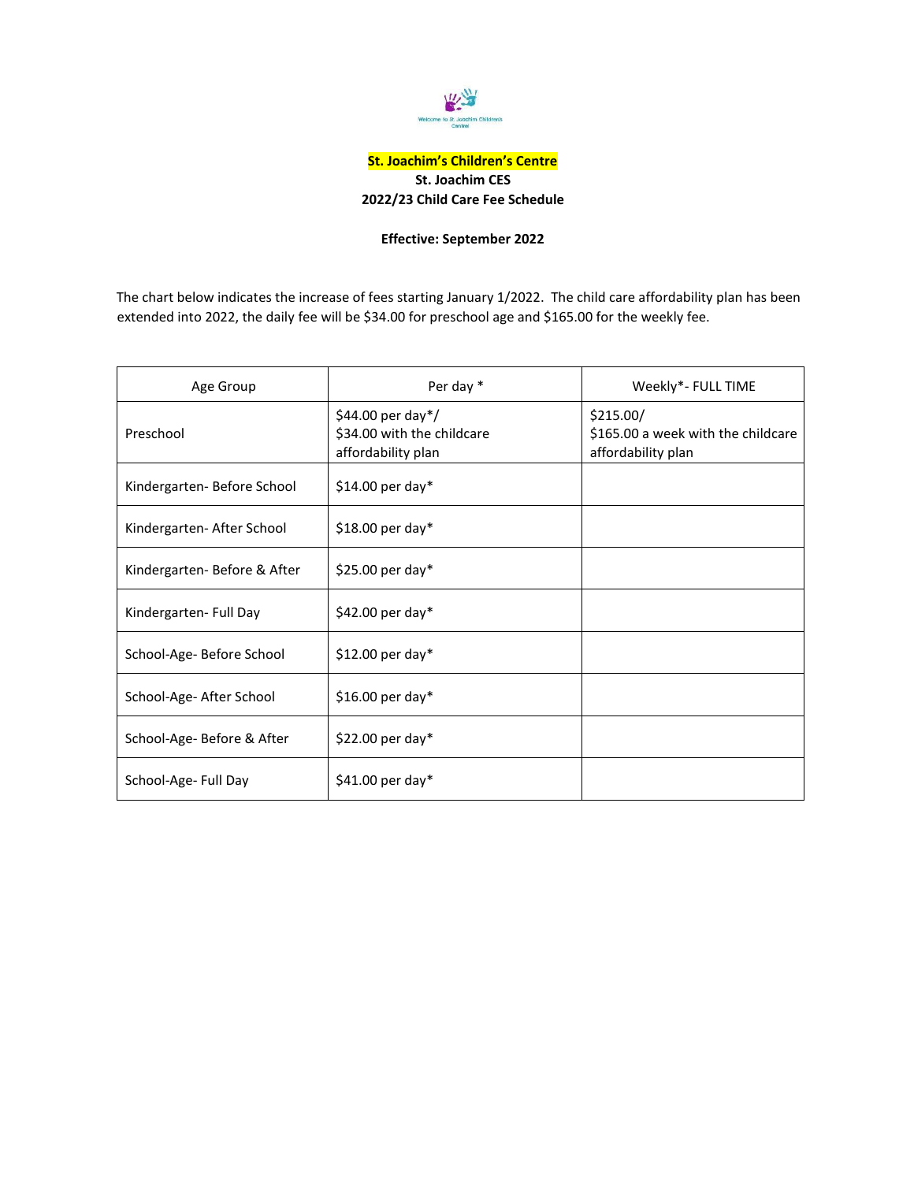**St. Joachim's Children's Centre**

**St. Joachim CES**

**2022/23 Child Care Fee Schedule**

**Effective: September 2022**

The chart below indicates the increase of fees starting January 1/2022. The child care affordability plan has been extended into 2022, the daily fee will be $34.00 for preschool age and $165.00 for the weekly fee.

| Age Group | Per day * | Weekly*- FULL TIME |
|---|---|---|
| Preschool | $44.00 per day*/ $34.00 with the childcare affordability plan | $215.00/ $165.00 a week with the childcare affordability plan |
| Kindergarten- Before School | $14.00 per day* | |
| Kindergarten- After School | $18.00 per day* | |
| Kindergarten- Before & After | $25.00 per day* | |
| Kindergarten- Full Day | $42.00 per day* | |
| School-Age- Before School | $12.00 per day* | |
| School-Age- After School | $16.00 per day* | |
| School-Age- Before & After | $22.00 per day* | |
| School-Age- Full Day | $41.00 per day* | |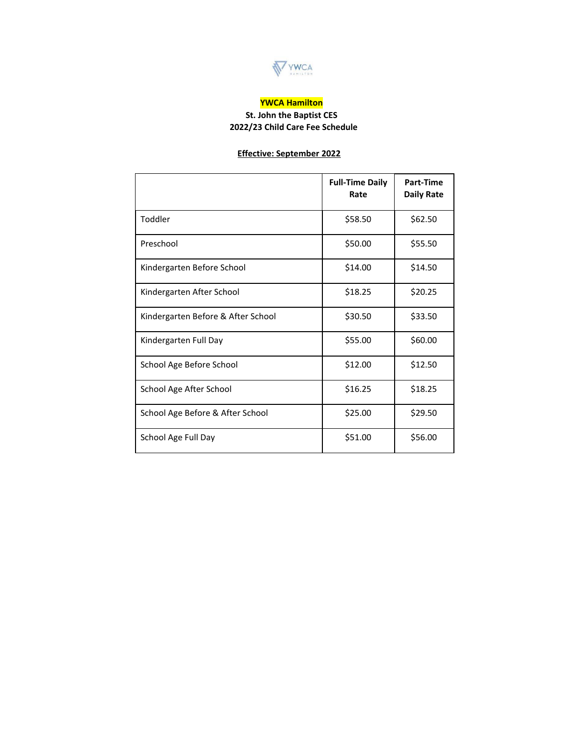**YWCA Hamilton**

**St. John the Baptist CES**

**2022/23 Child Care Fee Schedule**

**Effective: September 2022**

| | Full-Time Daily Rate | Part-Time Daily Rate |
|---|---|---|
| Toddler | $58.50 | $62.50 |
| Preschool | $50.00 | $55.50 |
| Kindergarten Before School | $14.00 | $14.50 |
| Kindergarten After School | $18.25 | $20.25 |
| Kindergarten Before & After School | $30.50 | $33.50 |
| Kindergarten Full Day | $55.00 | $60.00 |
| School Age Before School | $12.00 | $12.50 |
| School Age After School | $16.25 | $18.25 |
| School Age Before & After School | $25.00 | $29.50 |
| School Age Full Day | $51.00 | $56.00 |